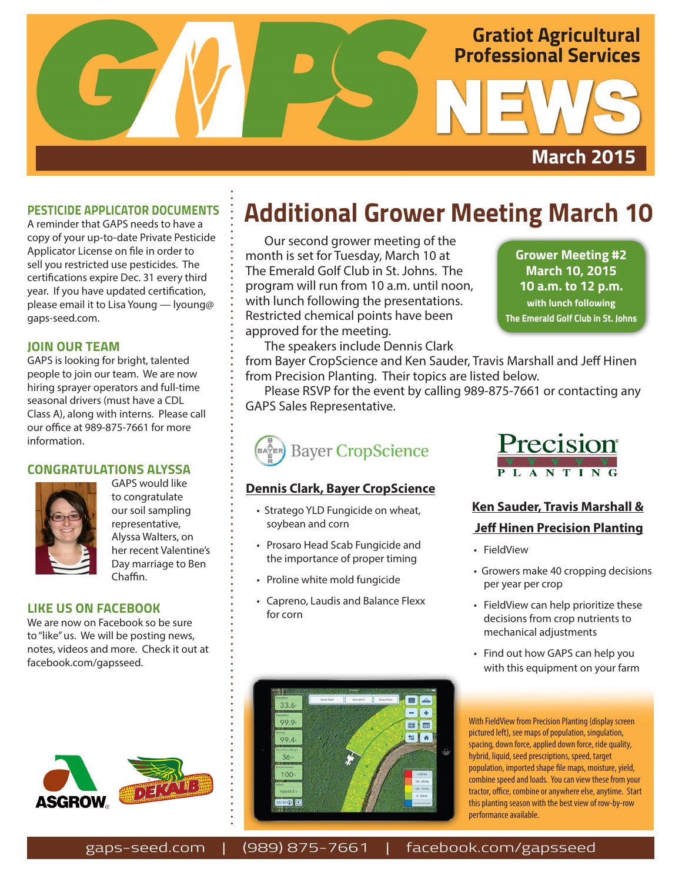# GAPS NEWS

Gratiot Agricultural Professional Services

March 2015

## Additional Grower Meeting March 10

Our second grower meeting of the month is set for Tuesday, March 10 at The Emerald Golf Club in St. Johns. The program will run from 10 a.m. until noon, with lunch following the presentations. Restricted chemical points have been approved for the meeting.

The speakers include Dennis Clark from Bayer CropScience and Ken Sauder, Travis Marshall and Jeff Hinen from Precision Planting. Their topics are listed below.

Please RSVP for the event by calling 989-875-7661 or contacting any GAPS Sales Representative.

**Grower Meeting #2**
**March 10, 2015**
**10 a.m. to 12 p.m.**
**with lunch following**
**The Emerald Golf Club in St. Johns**

### Dennis Clark, Bayer CropScience

- Stratego YLD Fungicide on wheat, soybean and corn
- Prosaro Head Scab Fungicide and the importance of proper timing
- Proline white mold fungicide
- Capreno, Laudis and Balance Flexx for corn

### Ken Sauder, Travis Marshall & Jeff Hinen Precision Planting

- FieldView
- Growers make 40 cropping decisions per year per crop
- FieldView can help prioritize these decisions from crop nutrients to mechanical adjustments
- Find out how GAPS can help you with this equipment on your farm

With FieldView from Precision Planting (display screen pictured left), see maps of population, singulation, spacing, down force, applied down force, ride quality, hybrid, liquid, seed prescriptions, speed, target population, imported shape file maps, moisture, yield, combine speed and loads. You can view these from your tractor, office, combine or anywhere else, anytime. Start this planting season with the best view of row-by-row performance available.

### PESTICIDE APPLICATOR DOCUMENTS

A reminder that GAPS needs to have a copy of your up-to-date Private Pesticide Applicator License on file in order to sell you restricted use pesticides. The certifications expire Dec. 31 every third year. If you have updated certification, please email it to Lisa Young — lyoung@gaps-seed.com.

### JOIN OUR TEAM

GAPS is looking for bright, talented people to join our team. We are now hiring sprayer operators and full-time seasonal drivers (must have a CDL Class A), along with interns. Please call our office at 989-875-7661 for more information.

### CONGRATULATIONS ALYSSA

GAPS would like to congratulate our soil sampling representative, Alyssa Walters, on her recent Valentine's Day marriage to Ben Chaffin.

### LIKE US ON FACEBOOK

We are now on Facebook so be sure to "like" us. We will be posting news, notes, videos and more. Check it out at facebook.com/gapsseed.

gaps-seed.com | (989) 875-7661 | facebook.com/gapsseed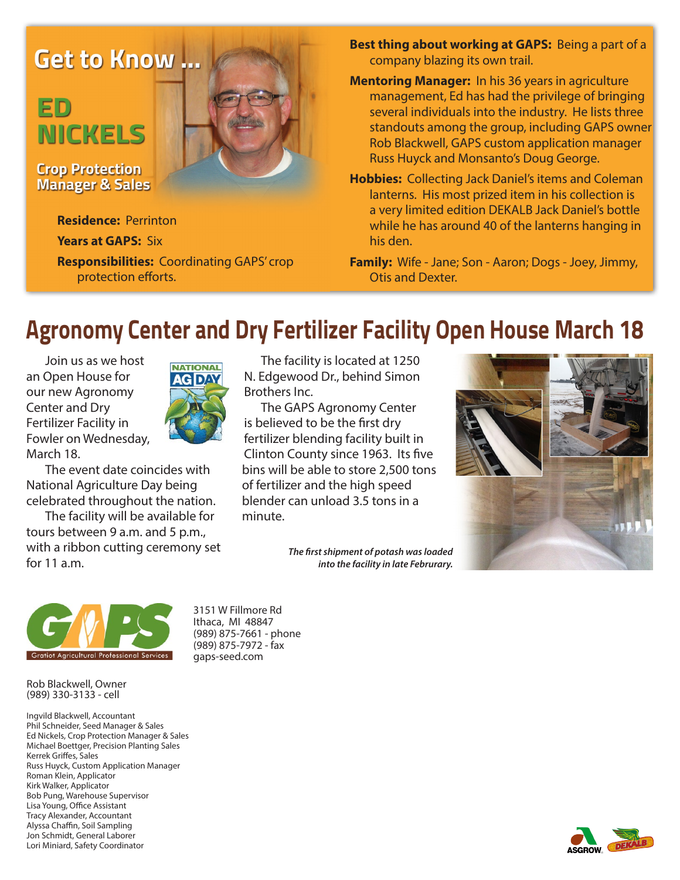## Get to Know ...

# ED NICKELS

**Crop Protection Manager & Sales**

**Residence:** Perrinton

**Years at GAPS:** Six

**Responsibilities:** Coordinating GAPS' crop protection efforts.

**Best thing about working at GAPS:** Being a part of a company blazing its own trail.

**Mentoring Manager:** In his 36 years in agriculture management, Ed has had the privilege of bringing several individuals into the industry. He lists three standouts among the group, including GAPS owner Rob Blackwell, GAPS custom application manager Russ Huyck and Monsanto's Doug George.

**Hobbies:** Collecting Jack Daniel's items and Coleman lanterns. His most prized item in his collection is a very limited edition DEKALB Jack Daniel's bottle while he has around 40 of the lanterns hanging in his den.

**Family:** Wife - Jane; Son - Aaron; Dogs - Joey, Jimmy, Otis and Dexter.

# Agronomy Center and Dry Fertilizer Facility Open House March 18

NATIONAL AG DAY

Join us as we host an Open House for our new Agronomy Center and Dry Fertilizer Facility in Fowler on Wednesday, March 18.

The event date coincides with National Agriculture Day being celebrated throughout the nation.

The facility will be available for tours between 9 a.m. and 5 p.m., with a ribbon cutting ceremony set for 11 a.m.

The facility is located at 1250 N. Edgewood Dr., behind Simon Brothers Inc.

The GAPS Agronomy Center is believed to be the first dry fertilizer blending facility built in Clinton County since 1963. Its five bins will be able to store 2,500 tons of fertilizer and the high speed blender can unload 3.5 tons in a minute.

*The first shipment of potash was loaded into the facility in late Februrary.*

GAPS
Gratiot Agricultural Professional Services

3151 W Fillmore Rd
Ithaca, MI 48847
(989) 875-7661 - phone
(989) 875-7972 - fax
gaps-seed.com

Rob Blackwell, Owner
(989) 330-3133 - cell

Ingvild Blackwell, Accountant
Phil Schneider, Seed Manager & Sales
Ed Nickels, Crop Protection Manager & Sales
Michael Boettger, Precision Planting Sales
Kerrek Griffes, Sales
Russ Huyck, Custom Application Manager
Roman Klein, Applicator
Kirk Walker, Applicator
Bob Pung, Warehouse Supervisor
Lisa Young, Office Assistant
Tracy Alexander, Accountant
Alyssa Chaffin, Soil Sampling
Jon Schmidt, General Laborer
Lori Miniard, Safety Coordinator

ASGROW DEKALB